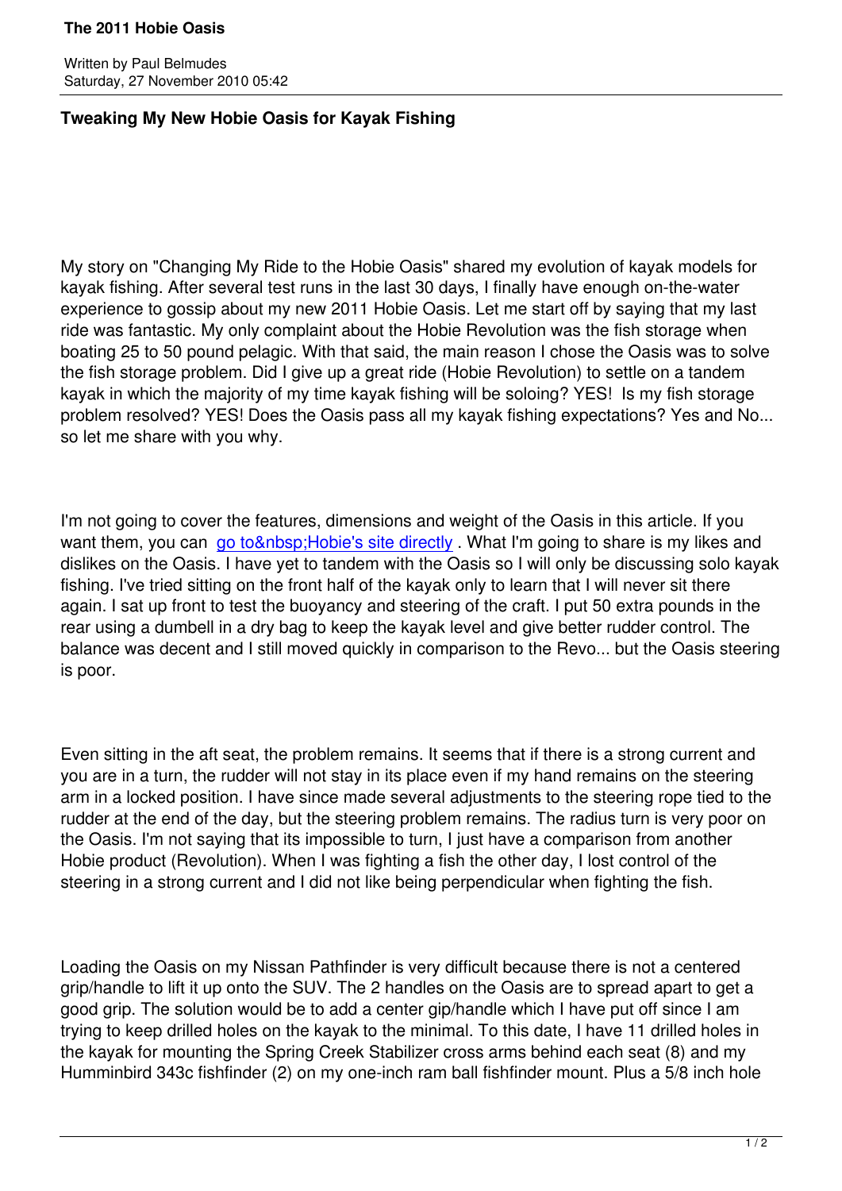# The 2011 Hobie Oasis

Written by Paul Belmudes
Saturday, 27 November 2010 05:42

## Tweaking My New Hobie Oasis for Kayak Fishing

My story on "Changing My Ride to the Hobie Oasis" shared my evolution of kayak models for kayak fishing. After several test runs in the last 30 days, I finally have enough on-the-water experience to gossip about my new 2011 Hobie Oasis. Let me start off by saying that my last ride was fantastic. My only complaint about the Hobie Revolution was the fish storage when boating 25 to 50 pound pelagic. With that said, the main reason I chose the Oasis was to solve the fish storage problem. Did I give up a great ride (Hobie Revolution) to settle on a tandem kayak in which the majority of my time kayak fishing will be soloing? YES! Is my fish storage problem resolved? YES! Does the Oasis pass all my kayak fishing expectations? Yes and No... so let me share with you why.

I'm not going to cover the features, dimensions and weight of the Oasis in this article. If you want them, you can go to&nbsp;Hobie's site directly . What I'm going to share is my likes and dislikes on the Oasis. I have yet to tandem with the Oasis so I will only be discussing solo kayak fishing. I've tried sitting on the front half of the kayak only to learn that I will never sit there again. I sat up front to test the buoyancy and steering of the craft. I put 50 extra pounds in the rear using a dumbell in a dry bag to keep the kayak level and give better rudder control. The balance was decent and I still moved quickly in comparison to the Revo... but the Oasis steering is poor.

Even sitting in the aft seat, the problem remains. It seems that if there is a strong current and you are in a turn, the rudder will not stay in its place even if my hand remains on the steering arm in a locked position. I have since made several adjustments to the steering rope tied to the rudder at the end of the day, but the steering problem remains. The radius turn is very poor on the Oasis. I'm not saying that its impossible to turn, I just have a comparison from another Hobie product (Revolution). When I was fighting a fish the other day, I lost control of the steering in a strong current and I did not like being perpendicular when fighting the fish.

Loading the Oasis on my Nissan Pathfinder is very difficult because there is not a centered grip/handle to lift it up onto the SUV. The 2 handles on the Oasis are to spread apart to get a good grip. The solution would be to add a center gip/handle which I have put off since I am trying to keep drilled holes on the kayak to the minimal. To this date, I have 11 drilled holes in the kayak for mounting the Spring Creek Stabilizer cross arms behind each seat (8) and my Humminbird 343c fishfinder (2) on my one-inch ram ball fishfinder mount. Plus a 5/8 inch hole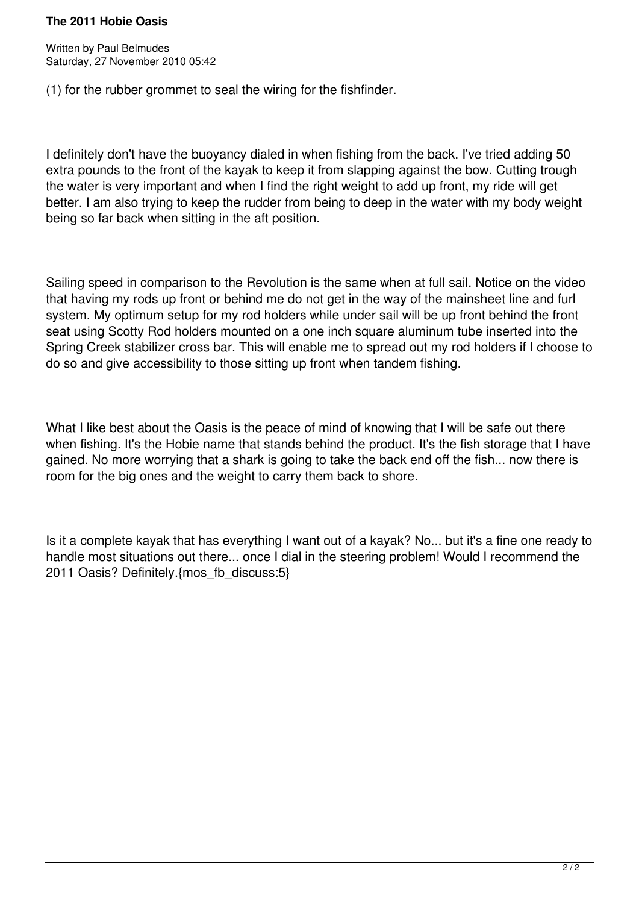(1) for the rubber grommet to seal the wiring for the fishfinder.

I definitely don't have the buoyancy dialed in when fishing from the back. I've tried adding 50 extra pounds to the front of the kayak to keep it from slapping against the bow. Cutting trough the water is very important and when I find the right weight to add up front, my ride will get better. I am also trying to keep the rudder from being to deep in the water with my body weight being so far back when sitting in the aft position.

Sailing speed in comparison to the Revolution is the same when at full sail. Notice on the video that having my rods up front or behind me do not get in the way of the mainsheet line and furl system. My optimum setup for my rod holders while under sail will be up front behind the front seat using Scotty Rod holders mounted on a one inch square aluminum tube inserted into the Spring Creek stabilizer cross bar. This will enable me to spread out my rod holders if I choose to do so and give accessibility to those sitting up front when tandem fishing.

What I like best about the Oasis is the peace of mind of knowing that I will be safe out there when fishing. It's the Hobie name that stands behind the product. It's the fish storage that I have gained. No more worrying that a shark is going to take the back end off the fish... now there is room for the big ones and the weight to carry them back to shore.

Is it a complete kayak that has everything I want out of a kayak? No... but it's a fine one ready to handle most situations out there... once I dial in the steering problem! Would I recommend the 2011 Oasis? Definitely.{mos_fb_discuss:5}